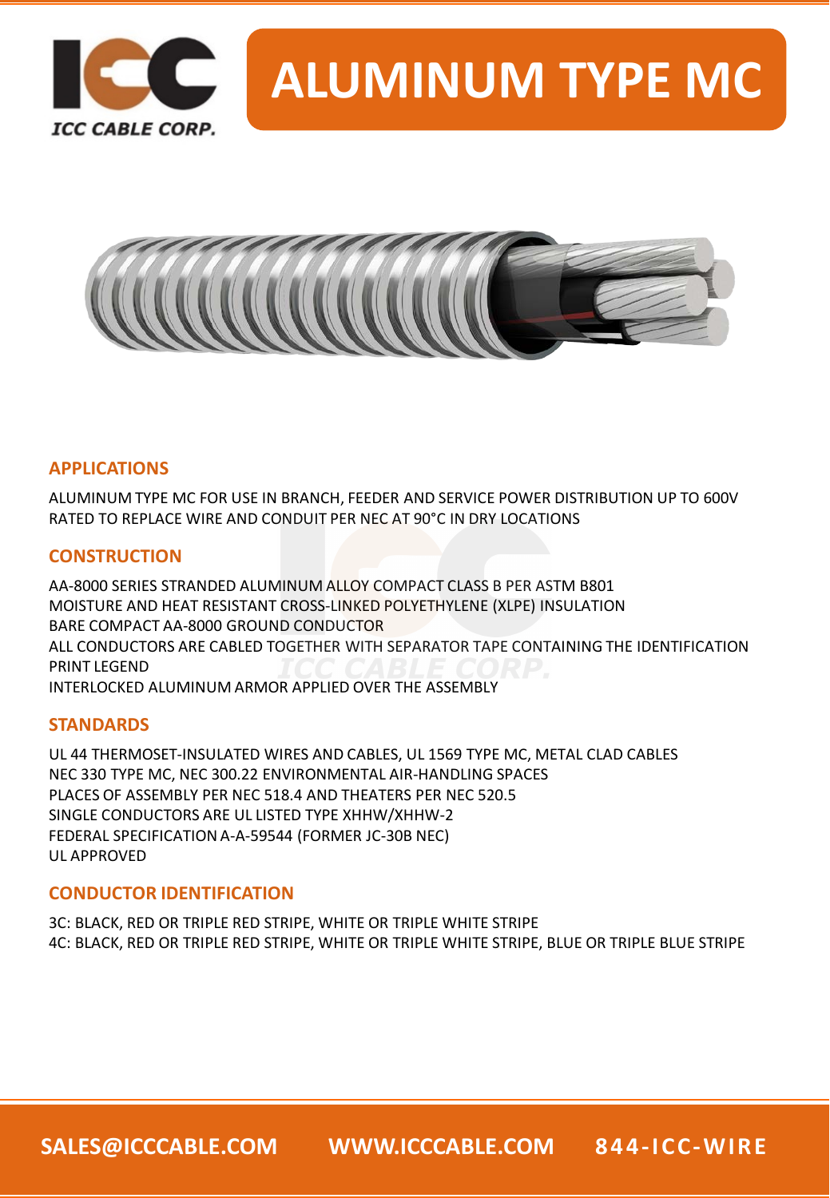ICC CABLE CORP.

# ALUMINUM TYPE MC

## APPLICATIONS

ALUMINUM TYPE MC FOR USE IN BRANCH, FEEDER AND SERVICE POWER DISTRIBUTION UP TO 600V
RATED TO REPLACE WIRE AND CONDUIT PER NEC AT 90°C IN DRY LOCATIONS

## CONSTRUCTION

AA-8000 SERIES STRANDED ALUMINUM ALLOY COMPACT CLASS B PER ASTM B801
MOISTURE AND HEAT RESISTANT CROSS-LINKED POLYETHYLENE (XLPE) INSULATION
BARE COMPACT AA-8000 GROUND CONDUCTOR
ALL CONDUCTORS ARE CABLED TOGETHER WITH SEPARATOR TAPE CONTAINING THE IDENTIFICATION PRINT LEGEND
INTERLOCKED ALUMINUM ARMOR APPLIED OVER THE ASSEMBLY

## STANDARDS

UL 44 THERMOSET-INSULATED WIRES AND CABLES, UL 1569 TYPE MC, METAL CLAD CABLES
NEC 330 TYPE MC, NEC 300.22 ENVIRONMENTAL AIR-HANDLING SPACES
PLACES OF ASSEMBLY PER NEC 518.4 AND THEATERS PER NEC 520.5
SINGLE CONDUCTORS ARE UL LISTED TYPE XHHW/XHHW-2
FEDERAL SPECIFICATION A-A-59544 (FORMER JC-30B NEC)
UL APPROVED

## CONDUCTOR IDENTIFICATION

3C: BLACK, RED OR TRIPLE RED STRIPE, WHITE OR TRIPLE WHITE STRIPE
4C: BLACK, RED OR TRIPLE RED STRIPE, WHITE OR TRIPLE WHITE STRIPE, BLUE OR TRIPLE BLUE STRIPE

SALES@ICCCABLE.COM WWW.ICCCABLE.COM 844-ICC-WIRE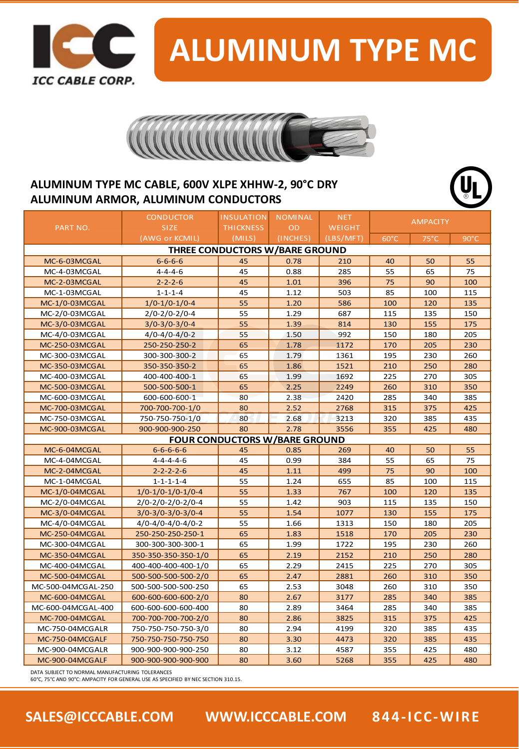# ALUMINUM TYPE MC

ICC CABLE CORP.

## ALUMINUM TYPE MC CABLE, 600V XLPE XHHW-2, 90°C DRY ALUMINUM ARMOR, ALUMINUM CONDUCTORS

| PART NO. | CONDUCTOR SIZE (AWG or KCMIL) | INSULATION THICKNESS (MILS) | NOMINAL OD (INCHES) | NET WEIGHT (LBS/MFT) | AMPACITY | | |
|---|---|---|---|---|---|---|---|
| | | | | | 60°C | 75°C | 90°C |
| **THREE CONDUCTORS W/BARE GROUND** | | | | | | | |
| MC-6-03MCGAL | 6-6-6-6 | 45 | 0.78 | 210 | 40 | 50 | 55 |
| MC-4-03MCGAL | 4-4-4-6 | 45 | 0.88 | 285 | 55 | 65 | 75 |
| MC-2-03MCGAL | 2-2-2-6 | 45 | 1.01 | 396 | 75 | 90 | 100 |
| MC-1-03MCGAL | 1-1-1-4 | 45 | 1.12 | 503 | 85 | 100 | 115 |
| MC-1/0-03MCGAL | 1/0-1/0-1/0-4 | 55 | 1.20 | 586 | 100 | 120 | 135 |
| MC-2/0-03MCGAL | 2/0-2/0-2/0-4 | 55 | 1.29 | 687 | 115 | 135 | 150 |
| MC-3/0-03MCGAL | 3/0-3/0-3/0-4 | 55 | 1.39 | 814 | 130 | 155 | 175 |
| MC-4/0-03MCGAL | 4/0-4/0-4/0-2 | 55 | 1.50 | 992 | 150 | 180 | 205 |
| MC-250-03MCGAL | 250-250-250-2 | 65 | 1.78 | 1172 | 170 | 205 | 230 |
| MC-300-03MCGAL | 300-300-300-2 | 65 | 1.79 | 1361 | 195 | 230 | 260 |
| MC-350-03MCGAL | 350-350-350-2 | 65 | 1.86 | 1521 | 210 | 250 | 280 |
| MC-400-03MCGAL | 400-400-400-1 | 65 | 1.99 | 1692 | 225 | 270 | 305 |
| MC-500-03MCGAL | 500-500-500-1 | 65 | 2.25 | 2249 | 260 | 310 | 350 |
| MC-600-03MCGAL | 600-600-600-1 | 80 | 2.38 | 2420 | 285 | 340 | 385 |
| MC-700-03MCGAL | 700-700-700-1/0 | 80 | 2.52 | 2768 | 315 | 375 | 425 |
| MC-750-03MCGAL | 750-750-750-1/0 | 80 | 2.68 | 3213 | 320 | 385 | 435 |
| MC-900-03MCGAL | 900-900-900-250 | 80 | 2.78 | 3556 | 355 | 425 | 480 |
| **FOUR CONDUCTORS W/BARE GROUND** | | | | | | | |
| MC-6-04MCGAL | 6-6-6-6-6 | 45 | 0.85 | 269 | 40 | 50 | 55 |
| MC-4-04MCGAL | 4-4-4-4-6 | 45 | 0.99 | 384 | 55 | 65 | 75 |
| MC-2-04MCGAL | 2-2-2-2-6 | 45 | 1.11 | 499 | 75 | 90 | 100 |
| MC-1-04MCGAL | 1-1-1-1-4 | 55 | 1.24 | 655 | 85 | 100 | 115 |
| MC-1/0-04MCGAL | 1/0-1/0-1/0-1/0-4 | 55 | 1.33 | 767 | 100 | 120 | 135 |
| MC-2/0-04MCGAL | 2/0-2/0-2/0-2/0-4 | 55 | 1.42 | 903 | 115 | 135 | 150 |
| MC-3/0-04MCGAL | 3/0-3/0-3/0-3/0-4 | 55 | 1.54 | 1077 | 130 | 155 | 175 |
| MC-4/0-04MCGAL | 4/0-4/0-4/0-4/0-2 | 55 | 1.66 | 1313 | 150 | 180 | 205 |
| MC-250-04MCGAL | 250-250-250-250-1 | 65 | 1.83 | 1518 | 170 | 205 | 230 |
| MC-300-04MCGAL | 300-300-300-300-1 | 65 | 1.99 | 1722 | 195 | 230 | 260 |
| MC-350-04MCGAL | 350-350-350-350-1/0 | 65 | 2.19 | 2152 | 210 | 250 | 280 |
| MC-400-04MCGAL | 400-400-400-400-1/0 | 65 | 2.29 | 2415 | 225 | 270 | 305 |
| MC-500-04MCGAL | 500-500-500-500-2/0 | 65 | 2.47 | 2881 | 260 | 310 | 350 |
| MC-500-04MCGAL-250 | 500-500-500-500-250 | 65 | 2.53 | 3048 | 260 | 310 | 350 |
| MC-600-04MCGAL | 600-600-600-600-2/0 | 80 | 2.67 | 3177 | 285 | 340 | 385 |
| MC-600-04MCGAL-400 | 600-600-600-600-400 | 80 | 2.89 | 3464 | 285 | 340 | 385 |
| MC-700-04MCGAL | 700-700-700-700-2/0 | 80 | 2.86 | 3825 | 315 | 375 | 425 |
| MC-750-04MCGALR | 750-750-750-750-3/0 | 80 | 2.94 | 4199 | 320 | 385 | 435 |
| MC-750-04MCGALF | 750-750-750-750-750 | 80 | 3.30 | 4473 | 320 | 385 | 435 |
| MC-900-04MCGALR | 900-900-900-900-250 | 80 | 3.12 | 4587 | 355 | 425 | 480 |
| MC-900-04MCGALF | 900-900-900-900-900 | 80 | 3.60 | 5268 | 355 | 425 | 480 |

DATA SUBJECT TO NORMAL MANUFACTURING TOLERANCES
60°C, 75°C AND 90°C: AMPACITY FOR GENERAL USE AS SPECIFIED BY NEC SECTION 310.15.

SALES@ICCCABLE.COM WWW.ICCCABLE.COM 844-ICC-WIRE